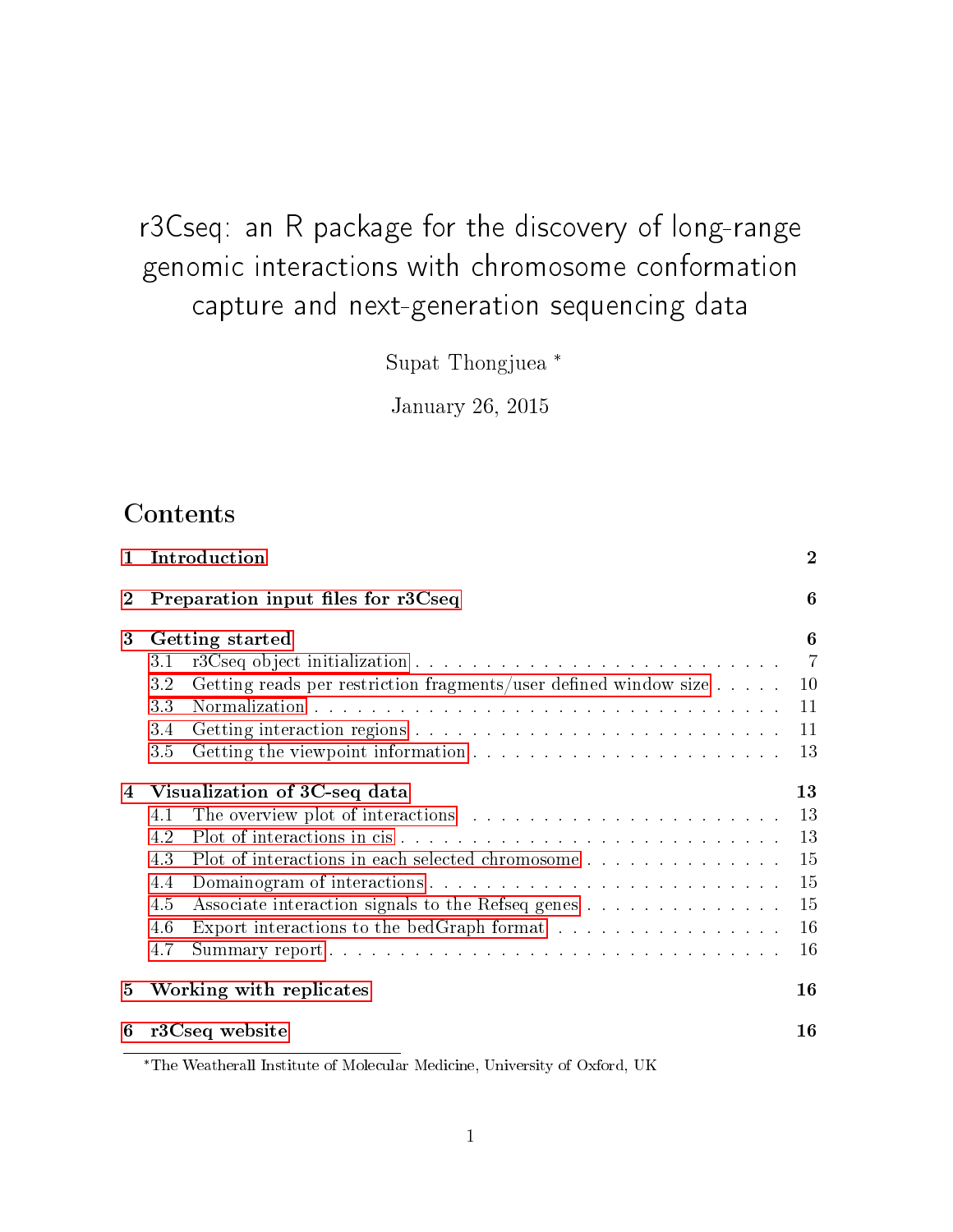# r3Cseq: an R package for the discovery of long-range genomic interactions with chromosome conformation capture and next-generation sequencing data

Supat Thongjuea *

January 26, 2015

## Contents

- **1 Introduction** — 2
- **2 Preparation input files for r3Cseq** — 6
- **3 Getting started** — 6
  - 3.1 r3Cseq object initialization — 7
  - 3.2 Getting reads per restriction fragments/user defined window size — 10
  - 3.3 Normalization — 11
  - 3.4 Getting interaction regions — 11
  - 3.5 Getting the viewpoint information — 13
- **4 Visualization of 3C-seq data** — 13
  - 4.1 The overview plot of interactions — 13
  - 4.2 Plot of interactions in cis — 13
  - 4.3 Plot of interactions in each selected chromosome — 15
  - 4.4 Domainogram of interactions — 15
  - 4.5 Associate interaction signals to the Refseq genes — 15
  - 4.6 Export interactions to the bedGraph format — 16
  - 4.7 Summary report — 16
- **5 Working with replicates** — 16
- **6 r3Cseq website** — 16

*The Weatherall Institute of Molecular Medicine, University of Oxford, UK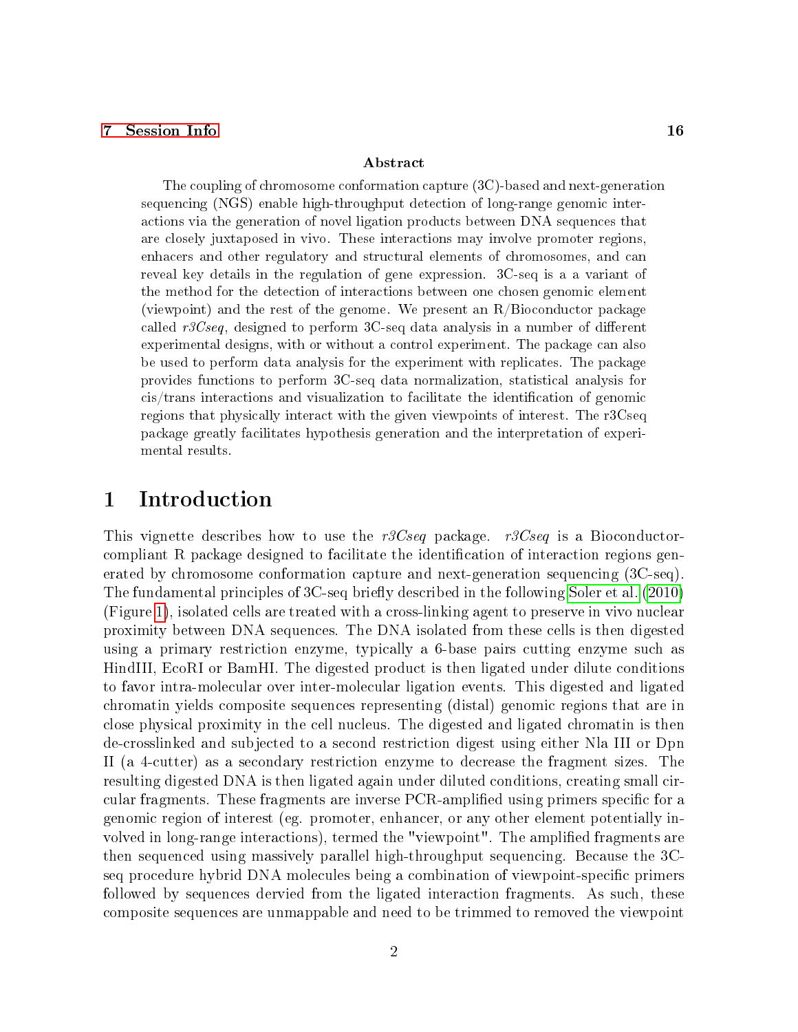7 Session Info 16

**Abstract**

The coupling of chromosome conformation capture (3C)-based and next-generation sequencing (NGS) enable high-throughput detection of long-range genomic interactions via the generation of novel ligation products between DNA sequences that are closely juxtaposed in vivo. These interactions may involve promoter regions, enhacers and other regulatory and structural elements of chromosomes, and can reveal key details in the regulation of gene expression. 3C-seq is a a variant of the method for the detection of interactions between one chosen genomic element (viewpoint) and the rest of the genome. We present an R/Bioconductor package called *r3Cseq*, designed to perform 3C-seq data analysis in a number of different experimental designs, with or without a control experiment. The package can also be used to perform data analysis for the experiment with replicates. The package provides functions to perform 3C-seq data normalization, statistical analysis for cis/trans interactions and visualization to facilitate the identification of genomic regions that physically interact with the given viewpoints of interest. The r3Cseq package greatly facilitates hypothesis generation and the interpretation of experimental results.

# 1 Introduction

This vignette describes how to use the *r3Cseq* package. *r3Cseq* is a Bioconductor-compliant R package designed to facilitate the identification of interaction regions generated by chromosome conformation capture and next-generation sequencing (3C-seq). The fundamental principles of 3C-seq briefly described in the following Soler et al. (2010) (Figure 1), isolated cells are treated with a cross-linking agent to preserve in vivo nuclear proximity between DNA sequences. The DNA isolated from these cells is then digested using a primary restriction enzyme, typically a 6-base pairs cutting enzyme such as HindIII, EcoRI or BamHI. The digested product is then ligated under dilute conditions to favor intra-molecular over inter-molecular ligation events. This digested and ligated chromatin yields composite sequences representing (distal) genomic regions that are in close physical proximity in the cell nucleus. The digested and ligated chromatin is then de-crosslinked and subjected to a second restriction digest using either Nla III or Dpn II (a 4-cutter) as a secondary restriction enzyme to decrease the fragment sizes. The resulting digested DNA is then ligated again under diluted conditions, creating small circular fragments. These fragments are inverse PCR-amplified using primers specific for a genomic region of interest (eg. promoter, enhancer, or any other element potentially involved in long-range interactions), termed the "viewpoint". The amplified fragments are then sequenced using massively parallel high-throughput sequencing. Because the 3C-seq procedure hybrid DNA molecules being a combination of viewpoint-specific primers followed by sequences dervied from the ligated interaction fragments. As such, these composite sequences are unmappable and need to be trimmed to removed the viewpoint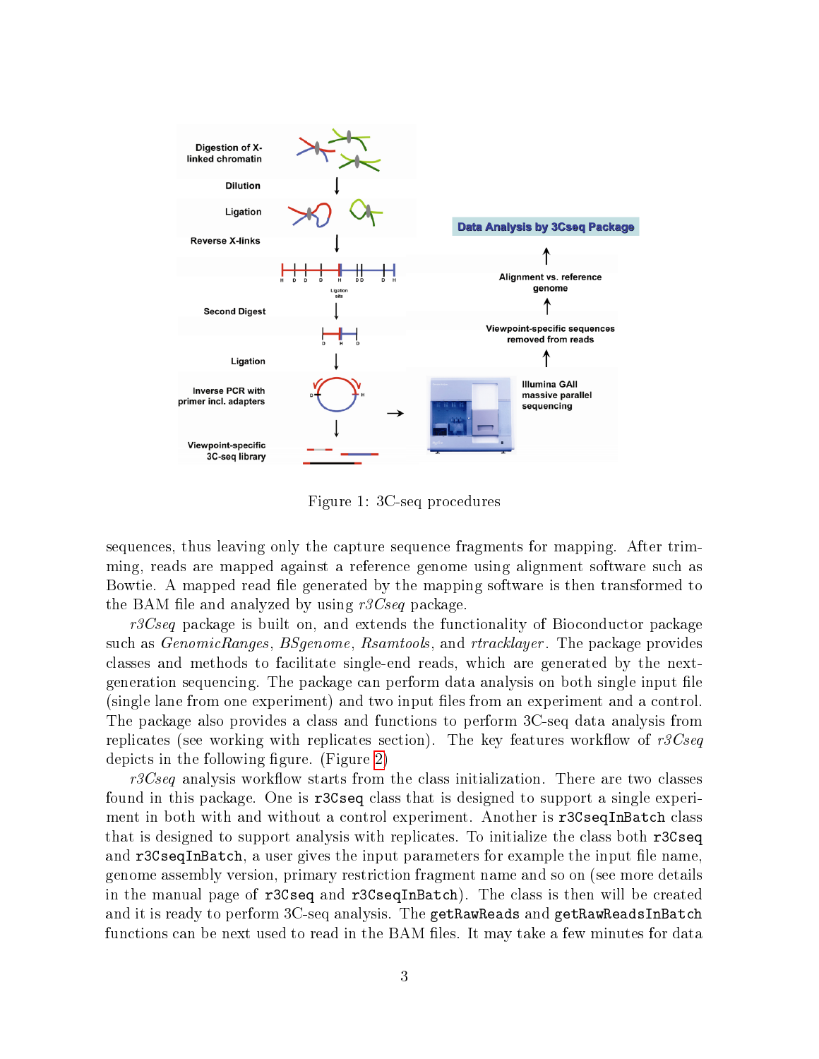Figure 1: 3C-seq procedures

sequences, thus leaving only the capture sequence fragments for mapping. After trimming, reads are mapped against a reference genome using alignment software such as Bowtie. A mapped read file generated by the mapping software is then transformed to the BAM file and analyzed by using *r3Cseq* package.

*r3Cseq* package is built on, and extends the functionality of Bioconductor package such as *GenomicRanges*, *BSgenome*, *Rsamtools*, and *rtracklayer*. The package provides classes and methods to facilitate single-end reads, which are generated by the next-generation sequencing. The package can perform data analysis on both single input file (single lane from one experiment) and two input files from an experiment and a control. The package also provides a class and functions to perform 3C-seq data analysis from replicates (see working with replicates section). The key features workflow of *r3Cseq* depicts in the following figure. (Figure 2)

*r3Cseq* analysis workflow starts from the class initialization. There are two classes found in this package. One is `r3Cseq` class that is designed to support a single experiment in both with and without a control experiment. Another is `r3CseqInBatch` class that is designed to support analysis with replicates. To initialize the class both `r3Cseq` and `r3CseqInBatch`, a user gives the input parameters for example the input file name, genome assembly version, primary restriction fragment name and so on (see more details in the manual page of `r3Cseq` and `r3CseqInBatch`). The class is then will be created and it is ready to perform 3C-seq analysis. The `getRawReads` and `getRawReadsInBatch` functions can be next used to read in the BAM files. It may take a few minutes for data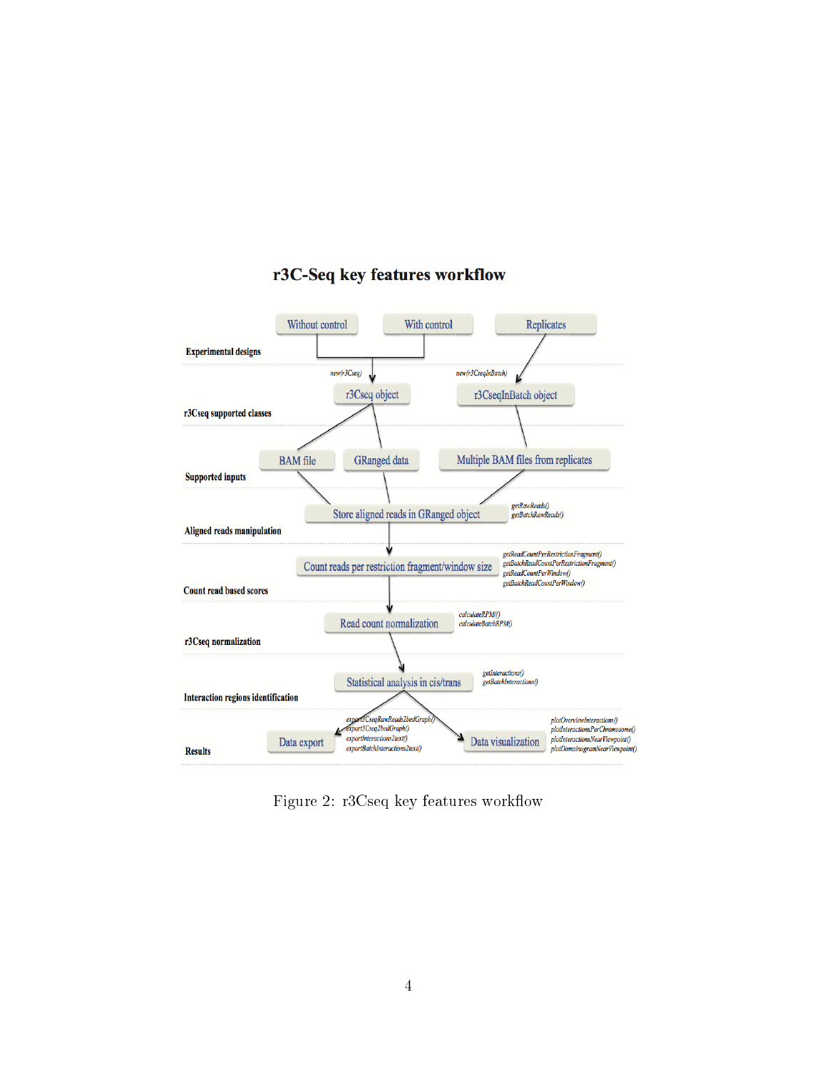## r3C-Seq key features workflow

**Experimental designs**: Without control, With control, Replicates

**r3Cseq supported classes**: r3Cseq object (new(r3Cseq)), r3CseqInBatch object (new(r3CseqInBatch))

**Supported inputs**: BAM file, GRanged data, Multiple BAM files from replicates

**Aligned reads manipulation**: Store aligned reads in GRanged object — getRawReads(), getBatchRawReads()

**Count read based scores**: Count reads per restriction fragment/window size — getReadCountPerRestrictionFragment(), getBatchReadCountPerRestrictionFragment(), getReadCountPerWindow(), getBatchReadCountPerWindow()

**r3Cseq normalization**: Read count normalization — calculateRPM(), calculateBatchRPM()

**Interaction regions identification**: Statistical analysis in cis/trans — getInteractions(), getBatchInteractions()

**Results**: Data export — export3CseqRawReads2bedGraph(), export3Cseq2bedGraph(), exportInteractions2text(), exportBatchInteractions2text(); Data visualization — plotOverviewInteractions(), plotInteractionsPerChromosome(), plotInteractionsNearViewpoint(), plotDomainogramNearViewpoint()

Figure 2: r3Cseq key features workflow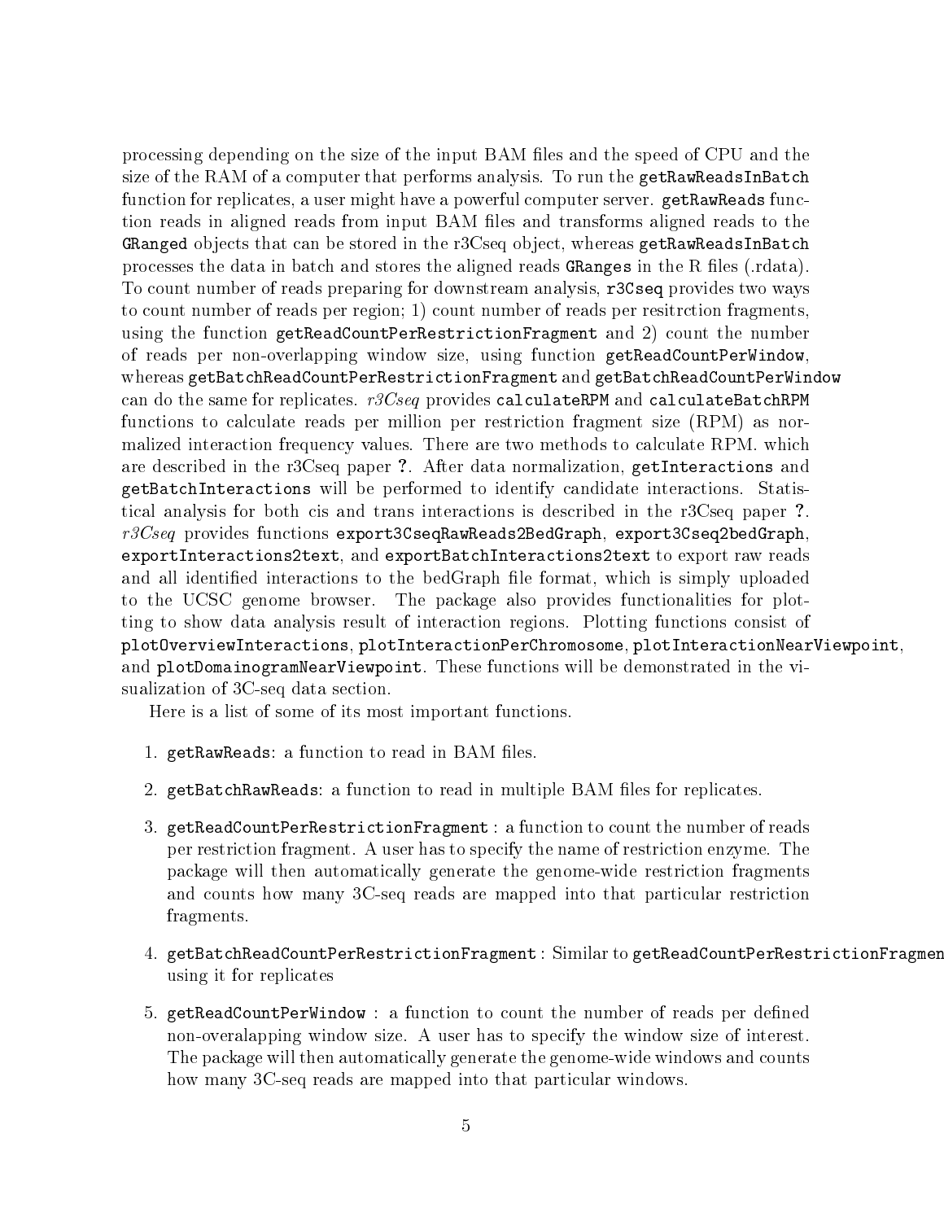processing depending on the size of the input BAM files and the speed of CPU and the size of the RAM of a computer that performs analysis. To run the `getRawReadsInBatch` function for replicates, a user might have a powerful computer server. `getRawReads` function reads in aligned reads from input BAM files and transforms aligned reads to the `GRanged` objects that can be stored in the r3Cseq object, whereas `getRawReadsInBatch` processes the data in batch and stores the aligned reads `GRanges` in the R files (.rdata). To count number of reads preparing for downstream analysis, `r3Cseq` provides two ways to count number of reads per region; 1) count number of reads per resitrction fragments, using the function `getReadCountPerRestrictionFragment` and 2) count the number of reads per non-overlapping window size, using function `getReadCountPerWindow`, whereas `getBatchReadCountPerRestrictionFragment` and `getBatchReadCountPerWindow` can do the same for replicates. *r3Cseq* provides `calculateRPM` and `calculateBatchRPM` functions to calculate reads per million per restriction fragment size (RPM) as normalized interaction frequency values. There are two methods to calculate RPM. which are described in the r3Cseq paper **?**. After data normalization, `getInteractions` and `getBatchInteractions` will be performed to identify candidate interactions. Statistical analysis for both cis and trans interactions is described in the r3Cseq paper **?**. *r3Cseq* provides functions `export3CseqRawReads2BedGraph`, `export3Cseq2bedGraph`, `exportInteractions2text`, and `exportBatchInteractions2text` to export raw reads and all identified interactions to the bedGraph file format, which is simply uploaded to the UCSC genome browser. The package also provides functionalities for plotting to show data analysis result of interaction regions. Plotting functions consist of `plotOverviewInteractions`, `plotInteractionPerChromosome`, `plotInteractionNearViewpoint`, and `plotDomainogramNearViewpoint`. These functions will be demonstrated in the visualization of 3C-seq data section.

Here is a list of some of its most important functions.

1. `getRawReads`: a function to read in BAM files.

2. `getBatchRawReads`: a function to read in multiple BAM files for replicates.

3. `getReadCountPerRestrictionFragment` : a function to count the number of reads per restriction fragment. A user has to specify the name of restriction enzyme. The package will then automatically generate the genome-wide restriction fragments and counts how many 3C-seq reads are mapped into that particular restriction fragments.

4. `getBatchReadCountPerRestrictionFragment` : Similar to `getReadCountPerRestrictionFragmen` using it for replicates

5. `getReadCountPerWindow` : a function to count the number of reads per defined non-overalapping window size. A user has to specify the window size of interest. The package will then automatically generate the genome-wide windows and counts how many 3C-seq reads are mapped into that particular windows.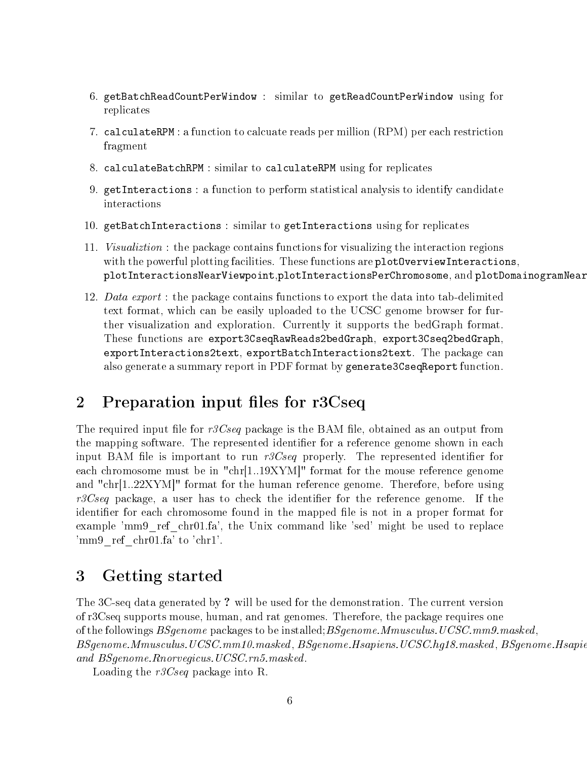6. `getBatchReadCountPerWindow` : similar to `getReadCountPerWindow` using for replicates

7. `calculateRPM` : a function to calcuate reads per million (RPM) per each restriction fragment

8. `calculateBatchRPM` : similar to `calculateRPM` using for replicates

9. `getInteractions` : a function to perform statistical analysis to identify candidate interactions

10. `getBatchInteractions` : similar to `getInteractions` using for replicates

11. *Visualiztion* : the package contains functions for visualizing the interaction regions with the powerful plotting facilities. These functions are `plotOverviewInteractions`, `plotInteractionsNearViewpoint`,`plotInteractionsPerChromosome`, and `plotDomainogramNear`

12. *Data export* : the package contains functions to export the data into tab-delimited text format, which can be easily uploaded to the UCSC genome browser for further visualization and exploration. Currently it supports the bedGraph format. These functions are `export3CseqRawReads2bedGraph`, `export3Cseq2bedGraph`, `exportInteractions2text`, `exportBatchInteractions2text`. The package can also generate a summary report in PDF format by `generate3CseqReport` function.

## 2 Preparation input files for r3Cseq

The required input file for *r3Cseq* package is the BAM file, obtained as an output from the mapping software. The represented identifier for a reference genome shown in each input BAM file is important to run *r3Cseq* properly. The represented identifier for each chromosome must be in "chr[1..19XYM]" format for the mouse reference genome and "chr[1..22XYM]" format for the human reference genome. Therefore, before using *r3Cseq* package, a user has to check the identifier for the reference genome. If the identifier for each chromosome found in the mapped file is not in a proper format for example 'mm9_ref_chr01.fa', the Unix command like 'sed' might be used to replace 'mm9_ref_chr01.fa' to 'chr1'.

## 3 Getting started

The 3C-seq data generated by **?** will be used for the demonstration. The current version of r3Cseq supports mouse, human, and rat genomes. Therefore, the package requires one of the followings *BSgenome* packages to be installed;*BSgenome.Mmusculus.UCSC.mm9.masked*, *BSgenome.Mmusculus.UCSC.mm10.masked*, *BSgenome.Hsapiens.UCSC.hg18.masked*, *BSgenome.Hsapie* *and BSgenome.Rnorvegicus.UCSC.rn5.masked*.

Loading the *r3Cseq* package into R.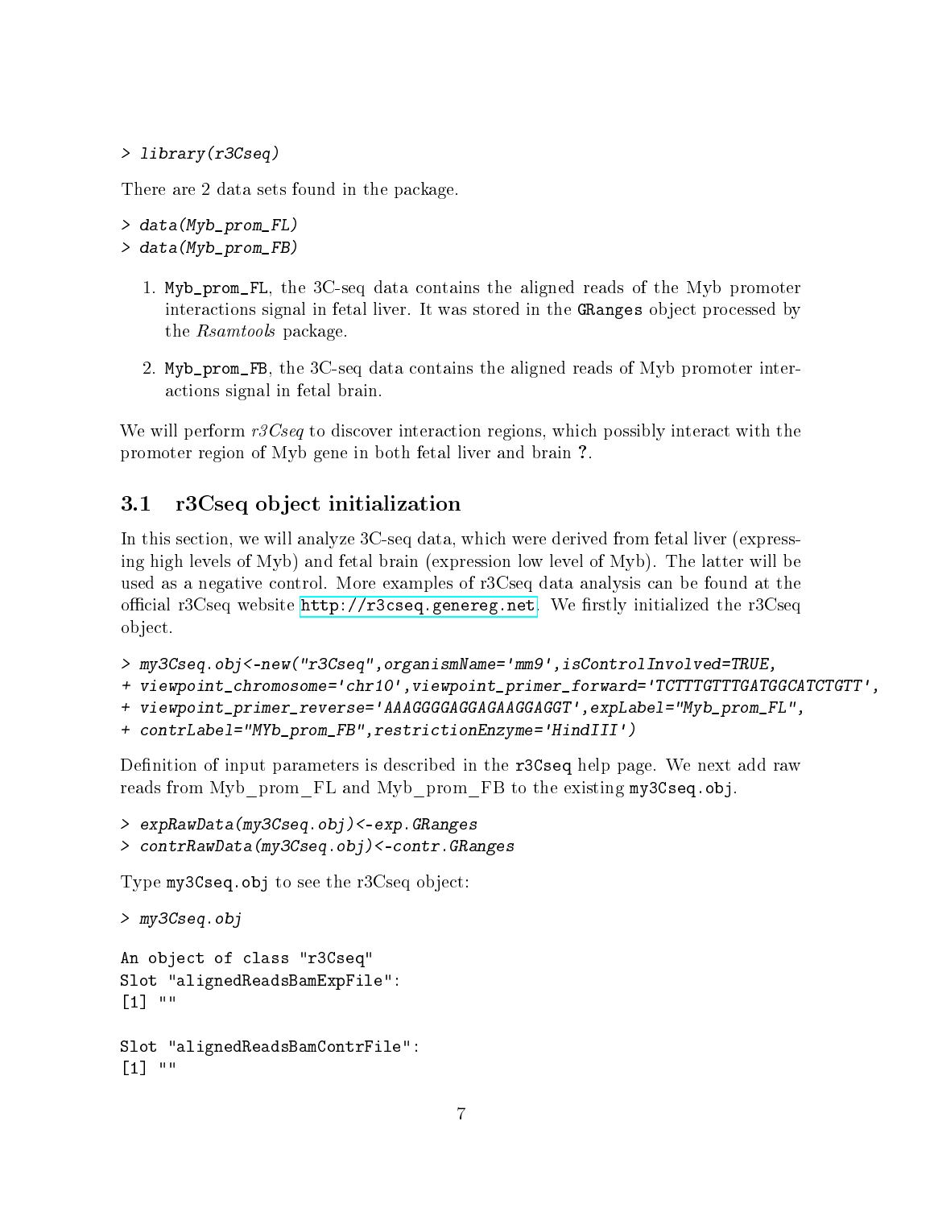```
> library(r3Cseq)
```

There are 2 data sets found in the package.

```
> data(Myb_prom_FL)
> data(Myb_prom_FB)
```

1. `Myb_prom_FL`, the 3C-seq data contains the aligned reads of the Myb promoter interactions signal in fetal liver. It was stored in the `GRanges` object processed by the *Rsamtools* package.

2. `Myb_prom_FB`, the 3C-seq data contains the aligned reads of Myb promoter interactions signal in fetal brain.

We will perform *r3Cseq* to discover interaction regions, which possibly interact with the promoter region of Myb gene in both fetal liver and brain **?**.

## 3.1 r3Cseq object initialization

In this section, we will analyze 3C-seq data, which were derived from fetal liver (expressing high levels of Myb) and fetal brain (expression low level of Myb). The latter will be used as a negative control. More examples of r3Cseq data analysis can be found at the official r3Cseq website http://r3cseq.genereg.net. We firstly initialized the r3Cseq object.

```
> my3Cseq.obj<-new("r3Cseq",organismName='mm9',isControlInvolved=TRUE,
+ viewpoint_chromosome='chr10',viewpoint_primer_forward='TCTTTGTTTGATGGCATCTGTT',
+ viewpoint_primer_reverse='AAAGGGGAGGAGAAGGAGGT',expLabel="Myb_prom_FL",
+ contrLabel="MYb_prom_FB",restrictionEnzyme='HindIII')
```

Definition of input parameters is described in the `r3Cseq` help page. We next add raw reads from Myb_prom_FL and Myb_prom_FB to the existing `my3Cseq.obj`.

```
> expRawData(my3Cseq.obj)<-exp.GRanges
> contrRawData(my3Cseq.obj)<-contr.GRanges
```

Type `my3Cseq.obj` to see the r3Cseq object:

```
> my3Cseq.obj

An object of class "r3Cseq"
Slot "alignedReadsBamExpFile":
[1] ""

Slot "alignedReadsBamContrFile":
[1] ""
```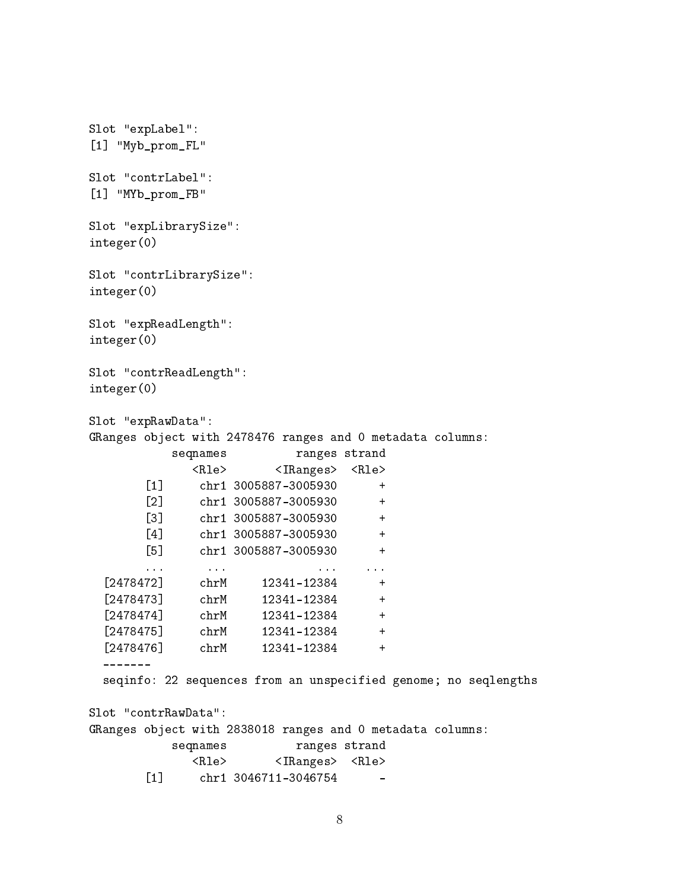```
Slot "expLabel":
[1] "Myb_prom_FL"

Slot "contrLabel":
[1] "MYb_prom_FB"

Slot "expLibrarySize":
integer(0)

Slot "contrLibrarySize":
integer(0)

Slot "expReadLength":
integer(0)

Slot "contrReadLength":
integer(0)

Slot "expRawData":
GRanges object with 2478476 ranges and 0 metadata columns:
            seqnames          ranges strand
               <Rle>       <IRanges>  <Rle>
        [1]     chr1 3005887-3005930      +
        [2]     chr1 3005887-3005930      +
        [3]     chr1 3005887-3005930      +
        [4]     chr1 3005887-3005930      +
        [5]     chr1 3005887-3005930      +
        ...      ...             ...    ...
  [2478472]     chrM     12341-12384      +
  [2478473]     chrM     12341-12384      +
  [2478474]     chrM     12341-12384      +
  [2478475]     chrM     12341-12384      +
  [2478476]     chrM     12341-12384      +
  -------
  seqinfo: 22 sequences from an unspecified genome; no seqlengths

Slot "contrRawData":
GRanges object with 2838018 ranges and 0 metadata columns:
            seqnames          ranges strand
               <Rle>       <IRanges>  <Rle>
        [1]     chr1 3046711-3046754      -
```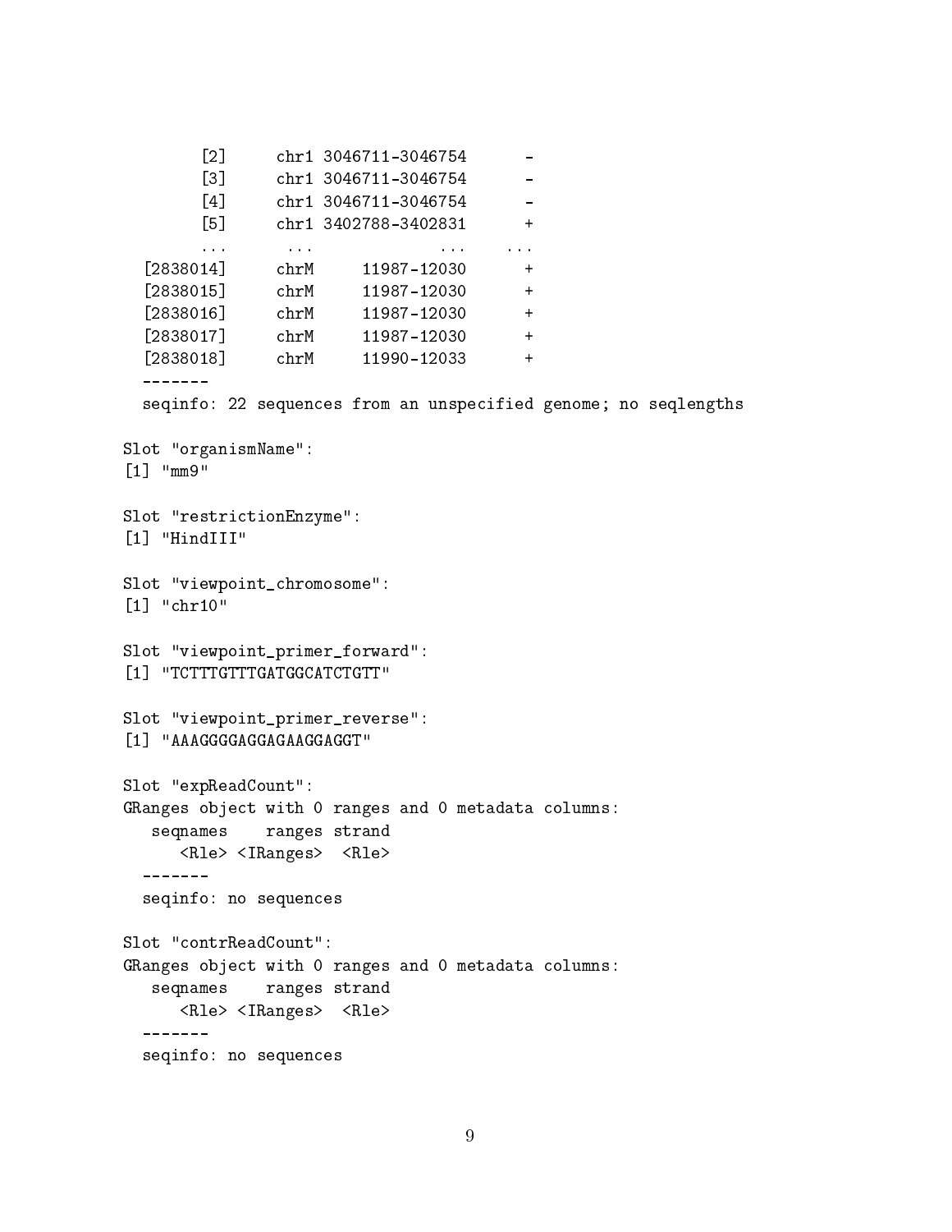```
        [2]     chr1 3046711-3046754      -
        [3]     chr1 3046711-3046754      -
        [4]     chr1 3046711-3046754      -
        [5]     chr1 3402788-3402831      +
        ...      ...             ...    ...
  [2838014]     chrM     11987-12030      +
  [2838015]     chrM     11987-12030      +
  [2838016]     chrM     11987-12030      +
  [2838017]     chrM     11987-12030      +
  [2838018]     chrM     11990-12033      +
  -------
  seqinfo: 22 sequences from an unspecified genome; no seqlengths

Slot "organismName":
[1] "mm9"

Slot "restrictionEnzyme":
[1] "HindIII"

Slot "viewpoint_chromosome":
[1] "chr10"

Slot "viewpoint_primer_forward":
[1] "TCTTTGTTTGATGGCATCTGTT"

Slot "viewpoint_primer_reverse":
[1] "AAAGGGGAGGAGAAGGAGGT"

Slot "expReadCount":
GRanges object with 0 ranges and 0 metadata columns:
   seqnames    ranges strand
      <Rle> <IRanges>  <Rle>
  -------
  seqinfo: no sequences

Slot "contrReadCount":
GRanges object with 0 ranges and 0 metadata columns:
   seqnames    ranges strand
      <Rle> <IRanges>  <Rle>
  -------
  seqinfo: no sequences
```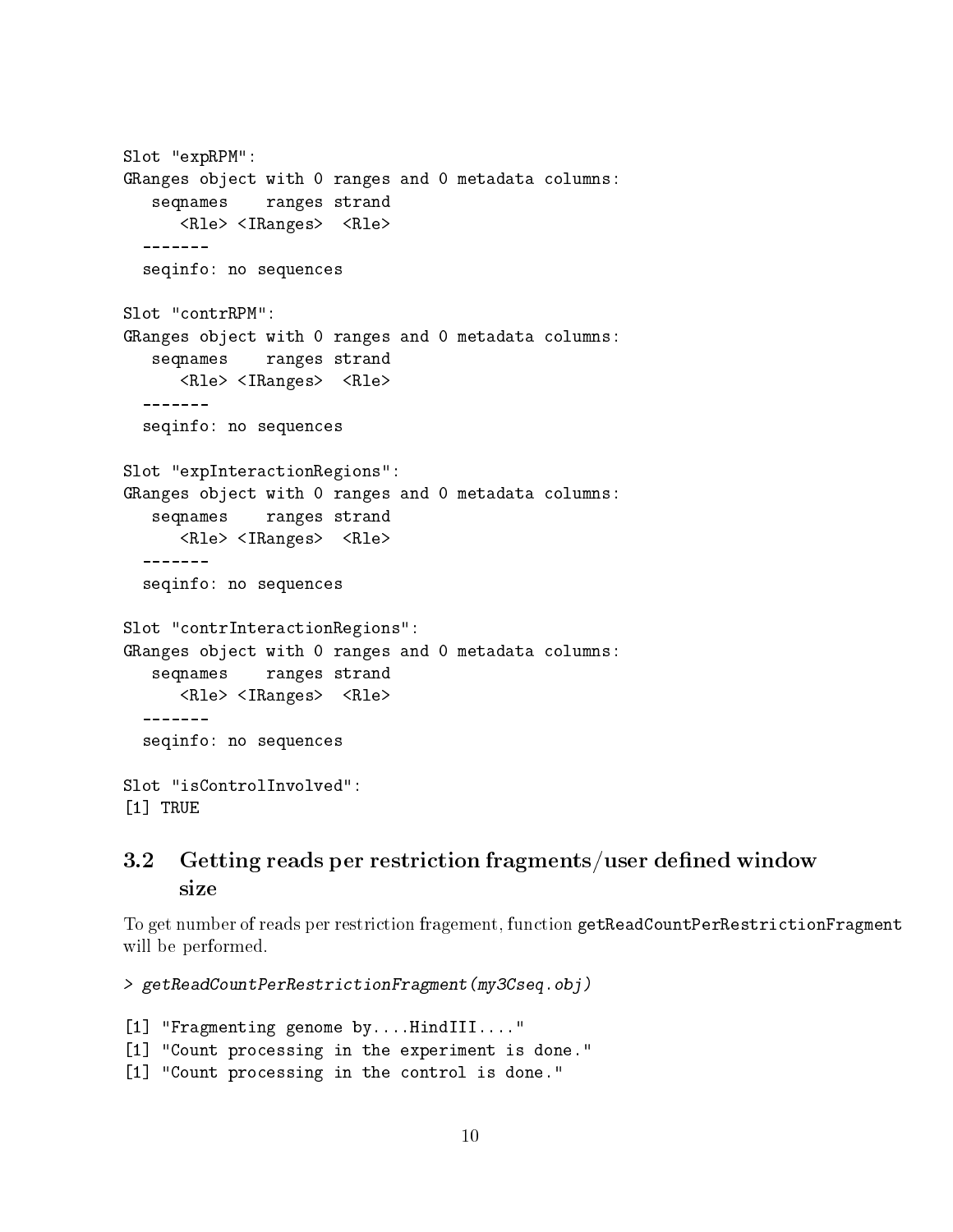```
Slot "expRPM":
GRanges object with 0 ranges and 0 metadata columns:
   seqnames    ranges strand
      <Rle> <IRanges>  <Rle>
  -------
  seqinfo: no sequences

Slot "contrRPM":
GRanges object with 0 ranges and 0 metadata columns:
   seqnames    ranges strand
      <Rle> <IRanges>  <Rle>
  -------
  seqinfo: no sequences

Slot "expInteractionRegions":
GRanges object with 0 ranges and 0 metadata columns:
   seqnames    ranges strand
      <Rle> <IRanges>  <Rle>
  -------
  seqinfo: no sequences

Slot "contrInteractionRegions":
GRanges object with 0 ranges and 0 metadata columns:
   seqnames    ranges strand
      <Rle> <IRanges>  <Rle>
  -------
  seqinfo: no sequences

Slot "isControlInvolved":
[1] TRUE
```

## 3.2 Getting reads per restriction fragments/user defined window size

To get number of reads per restriction fragement, function `getReadCountPerRestrictionFragment` will be performed.

```
> getReadCountPerRestrictionFragment(my3Cseq.obj)

[1] "Fragmenting genome by....HindIII...."
[1] "Count processing in the experiment is done."
[1] "Count processing in the control is done."
```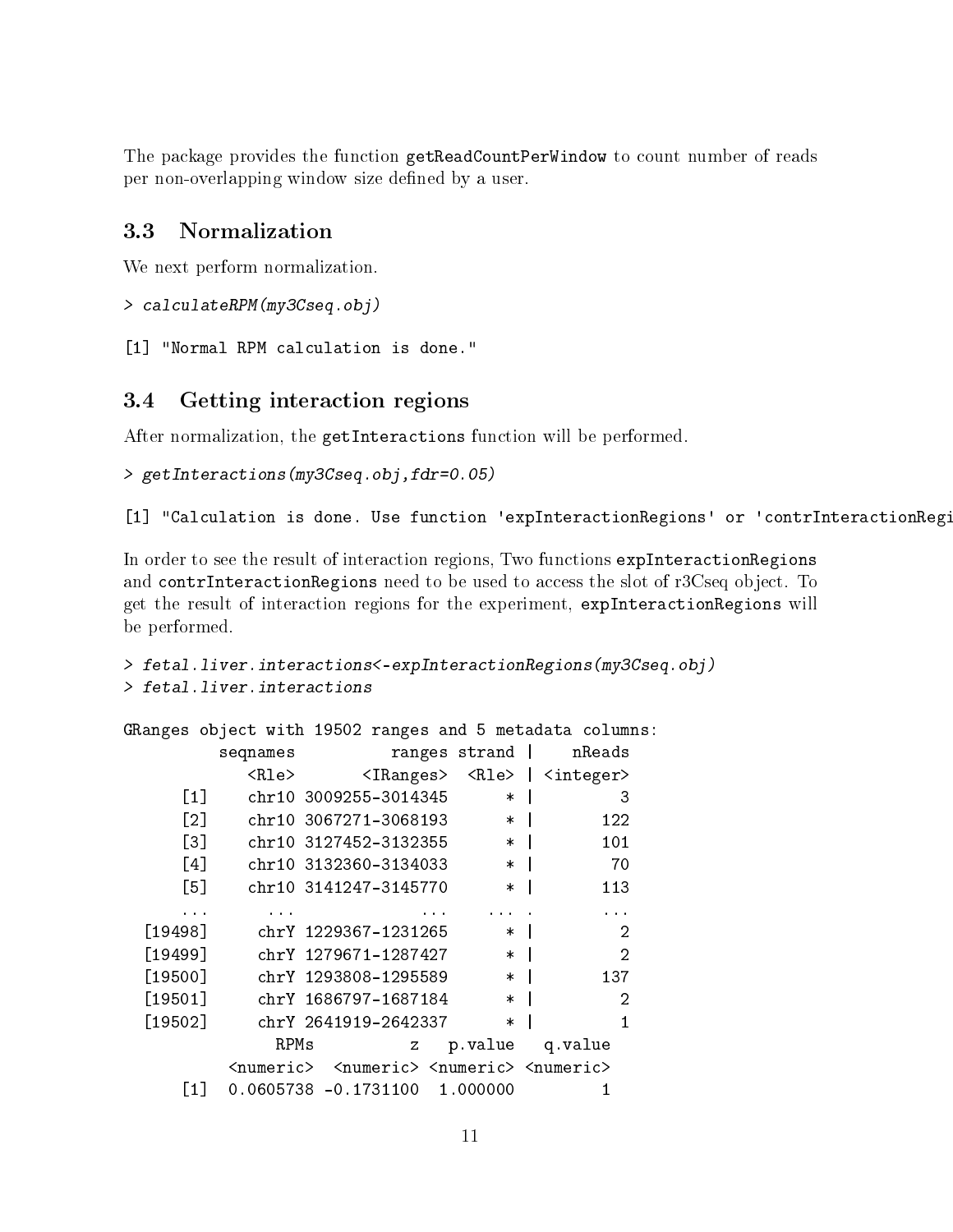The package provides the function getReadCountPerWindow to count number of reads per non-overlapping window size defined by a user.

## 3.3 Normalization

We next perform normalization.

```
> calculateRPM(my3Cseq.obj)

[1] "Normal RPM calculation is done."
```

## 3.4 Getting interaction regions

After normalization, the getInteractions function will be performed.

```
> getInteractions(my3Cseq.obj,fdr=0.05)

[1] "Calculation is done. Use function 'expInteractionRegions' or 'contrInteractionRegi
```

In order to see the result of interaction regions, Two functions expInteractionRegions and contrInteractionRegions need to be used to access the slot of r3Cseq object. To get the result of interaction regions for the experiment, expInteractionRegions will be performed.

```
> fetal.liver.interactions<-expInteractionRegions(my3Cseq.obj)
> fetal.liver.interactions

GRanges object with 19502 ranges and 5 metadata columns:
          seqnames          ranges strand |    nReads
             <Rle>       <IRanges>  <Rle> | <integer>
      [1]    chr10 3009255-3014345      * |         3
      [2]    chr10 3067271-3068193      * |       122
      [3]    chr10 3127452-3132355      * |       101
      [4]    chr10 3132360-3134033      * |        70
      [5]    chr10 3141247-3145770      * |       113
      ...      ...             ...    ... .       ...
  [19498]     chrY 1229367-1231265      * |         2
  [19499]     chrY 1279671-1287427      * |         2
  [19500]     chrY 1293808-1295589      * |       137
  [19501]     chrY 1686797-1687184      * |         2
  [19502]     chrY 2641919-2642337      * |         1
               RPMs          z   p.value   q.value
          <numeric>  <numeric> <numeric> <numeric>
      [1] 0.0605738 -0.1731100  1.000000         1
```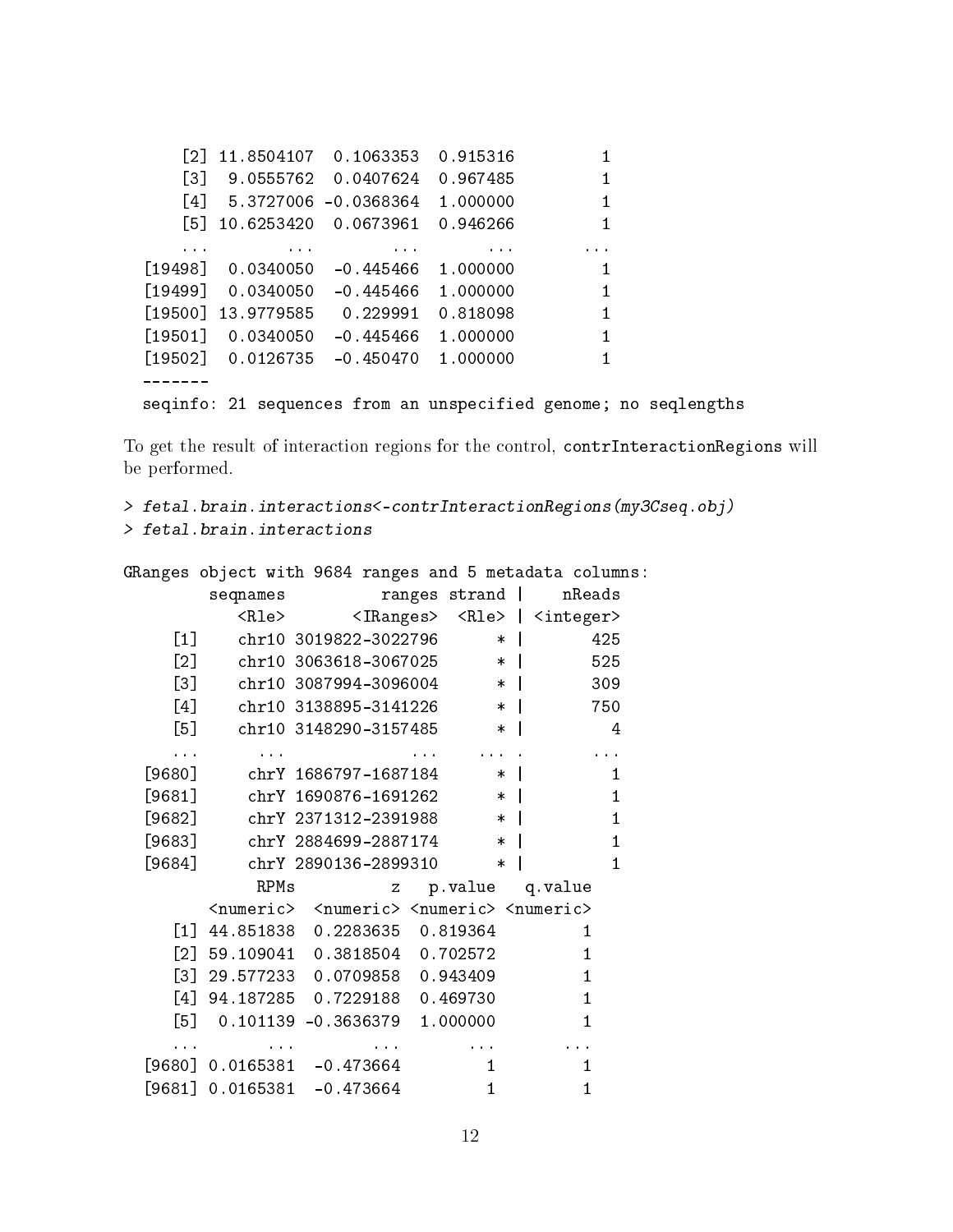```
      [2] 11.8504107  0.1063353  0.915316         1
      [3]  9.0555762  0.0407624  0.967485         1
      [4]  5.3727006 -0.0368364  1.000000         1
      [5] 10.6253420  0.0673961  0.946266         1
      ...        ...        ...       ...       ...
  [19498]  0.0340050  -0.445466  1.000000         1
  [19499]  0.0340050  -0.445466  1.000000         1
  [19500] 13.9779585   0.229991  0.818098         1
  [19501]  0.0340050  -0.445466  1.000000         1
  [19502]  0.0126735  -0.450470  1.000000         1
  -------
  seqinfo: 21 sequences from an unspecified genome; no seqlengths
```

To get the result of interaction regions for the control, `contrInteractionRegions` will be performed.

```
> fetal.brain.interactions<-contrInteractionRegions(my3Cseq.obj)
> fetal.brain.interactions

GRanges object with 9684 ranges and 5 metadata columns:
         seqnames          ranges strand |    nReads
            <Rle>       <IRanges>  <Rle> | <integer>
     [1]    chr10 3019822-3022796      * |       425
     [2]    chr10 3063618-3067025      * |       525
     [3]    chr10 3087994-3096004      * |       309
     [4]    chr10 3138895-3141226      * |       750
     [5]    chr10 3148290-3157485      * |         4
     ...      ...             ...    ... .       ...
  [9680]     chrY 1686797-1687184      * |         1
  [9681]     chrY 1690876-1691262      * |         1
  [9682]     chrY 2371312-2391988      * |         1
  [9683]     chrY 2884699-2887174      * |         1
  [9684]     chrY 2890136-2899310      * |         1
              RPMs          z   p.value   q.value
         <numeric>  <numeric> <numeric> <numeric>
     [1] 44.851838  0.2283635  0.819364         1
     [2] 59.109041  0.3818504  0.702572         1
     [3] 29.577233  0.0709858  0.943409         1
     [4] 94.187285  0.7229188  0.469730         1
     [5]  0.101139 -0.3636379  1.000000         1
     ...       ...        ...       ...       ...
  [9680] 0.0165381  -0.473664         1         1
  [9681] 0.0165381  -0.473664         1         1
```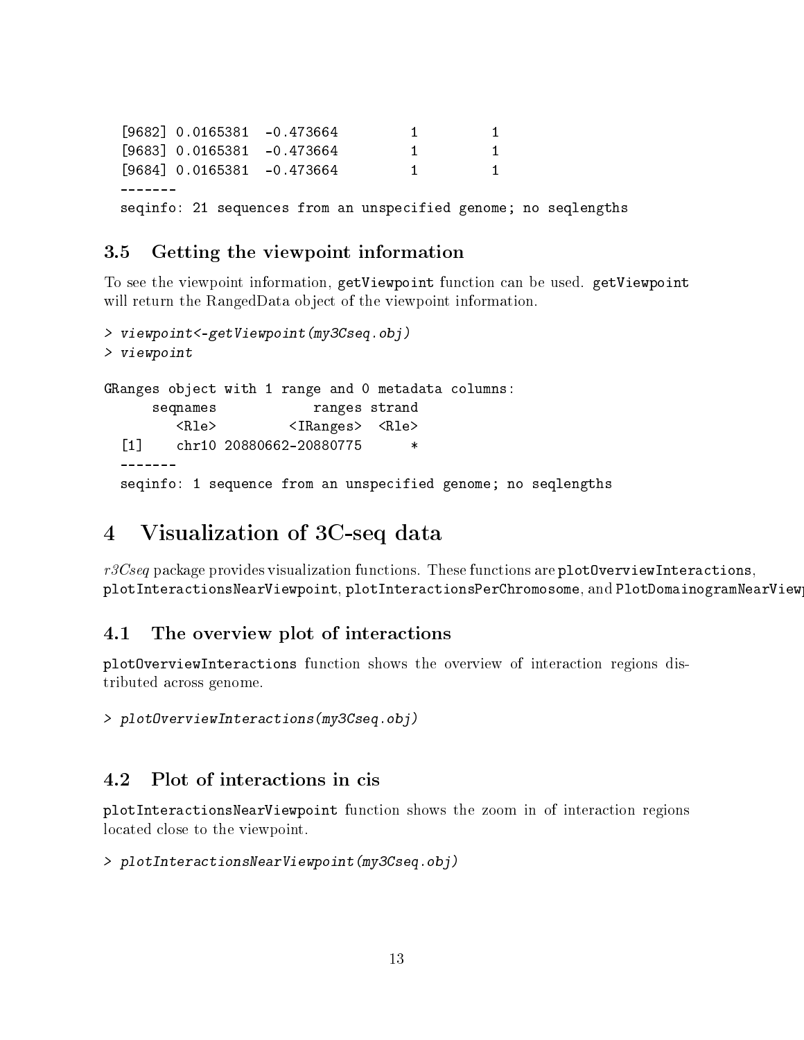```
  [9682] 0.0165381  -0.473664         1         1
  [9683] 0.0165381  -0.473664         1         1
  [9684] 0.0165381  -0.473664         1         1
  -------
  seqinfo: 21 sequences from an unspecified genome; no seqlengths
```

### 3.5 Getting the viewpoint information

To see the viewpoint information, `getViewpoint` function can be used. `getViewpoint` will return the RangedData object of the viewpoint information.

```
> viewpoint<-getViewpoint(my3Cseq.obj)
> viewpoint

GRanges object with 1 range and 0 metadata columns:
      seqnames            ranges strand
         <Rle>         <IRanges>  <Rle>
  [1]    chr10 20880662-20880775      *
  -------
  seqinfo: 1 sequence from an unspecified genome; no seqlengths
```

## 4 Visualization of 3C-seq data

*r3Cseq* package provides visualization functions. These functions are `plotOverviewInteractions`, `plotInteractionsNearViewpoint`, `plotInteractionsPerChromosome`, and `PlotDomainogramNearViewp`

### 4.1 The overview plot of interactions

`plotOverviewInteractions` function shows the overview of interaction regions distributed across genome.

```
> plotOverviewInteractions(my3Cseq.obj)
```

### 4.2 Plot of interactions in cis

`plotInteractionsNearViewpoint` function shows the zoom in of interaction regions located close to the viewpoint.

```
> plotInteractionsNearViewpoint(my3Cseq.obj)
```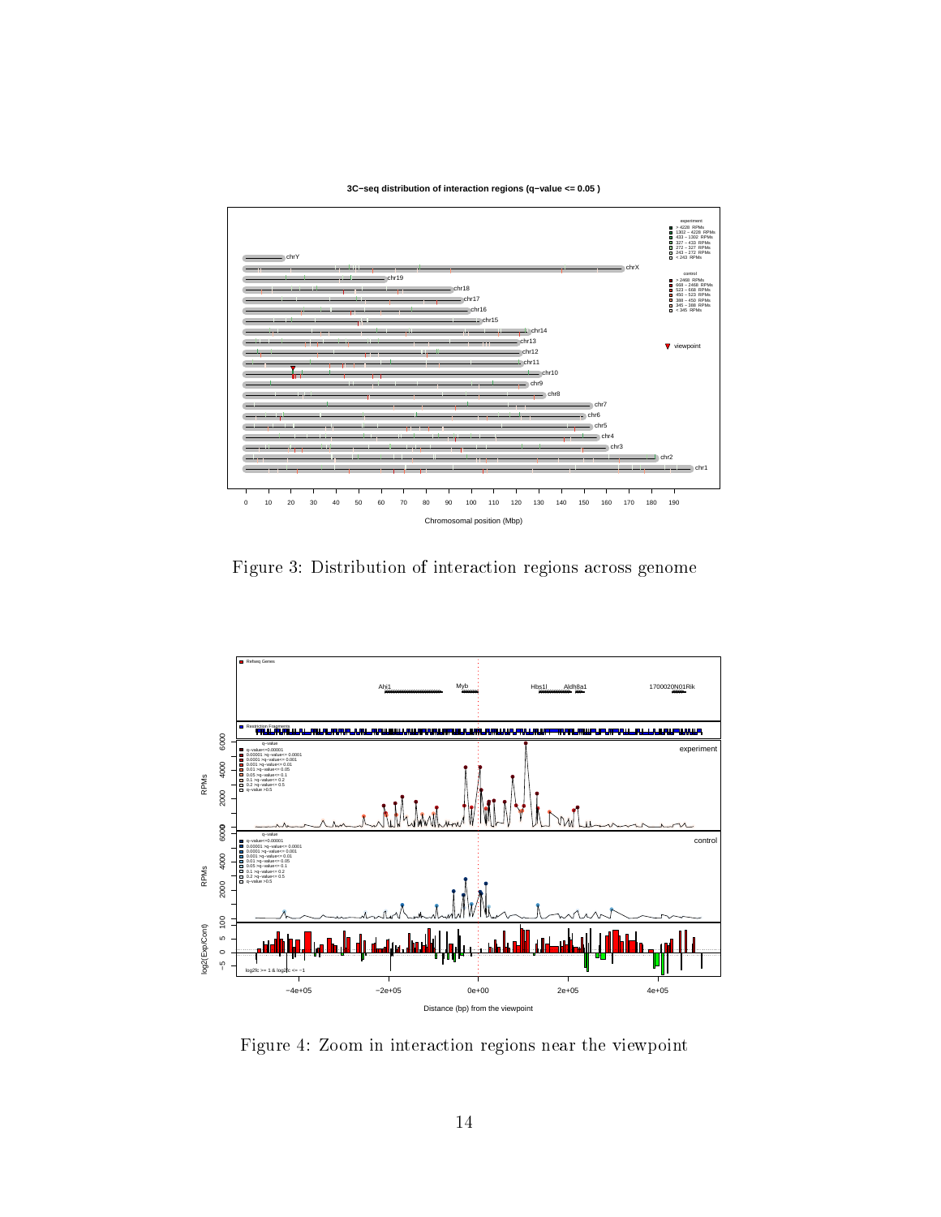Figure 3: Distribution of interaction regions across genome

Figure 4: Zoom in interaction regions near the viewpoint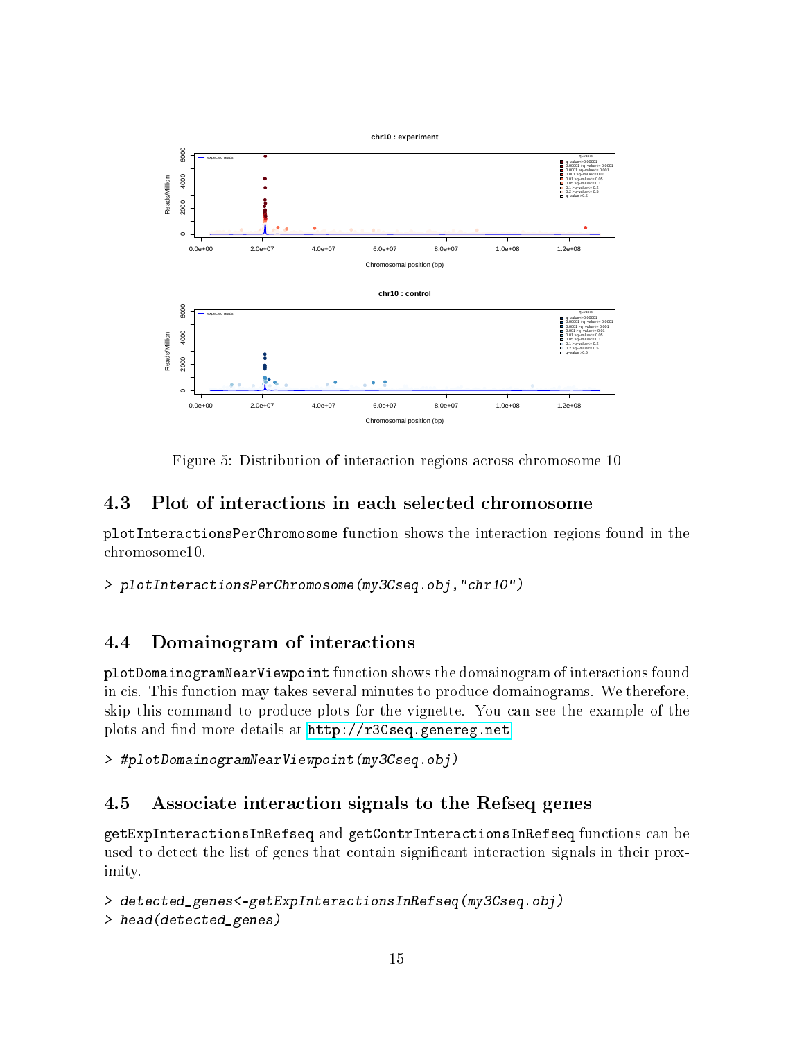Figure 5: Distribution of interaction regions across chromosome 10

## 4.3 Plot of interactions in each selected chromosome

`plotInteractionsPerChromosome` function shows the interaction regions found in the chromosome10.

```
> plotInteractionsPerChromosome(my3Cseq.obj,"chr10")
```

## 4.4 Domainogram of interactions

`plotDomainogramNearViewpoint` function shows the domainogram of interactions found in cis. This function may takes several minutes to produce domainograms. We therefore, skip this command to produce plots for the vignette. You can see the example of the plots and find more details at http://r3Cseq.genereg.net

```
> #plotDomainogramNearViewpoint(my3Cseq.obj)
```

## 4.5 Associate interaction signals to the Refseq genes

`getExpInteractionsInRefseq` and `getContrInteractionsInRefseq` functions can be used to detect the list of genes that contain significant interaction signals in their proximity.

```
> detected_genes<-getExpInteractionsInRefseq(my3Cseq.obj)
> head(detected_genes)
```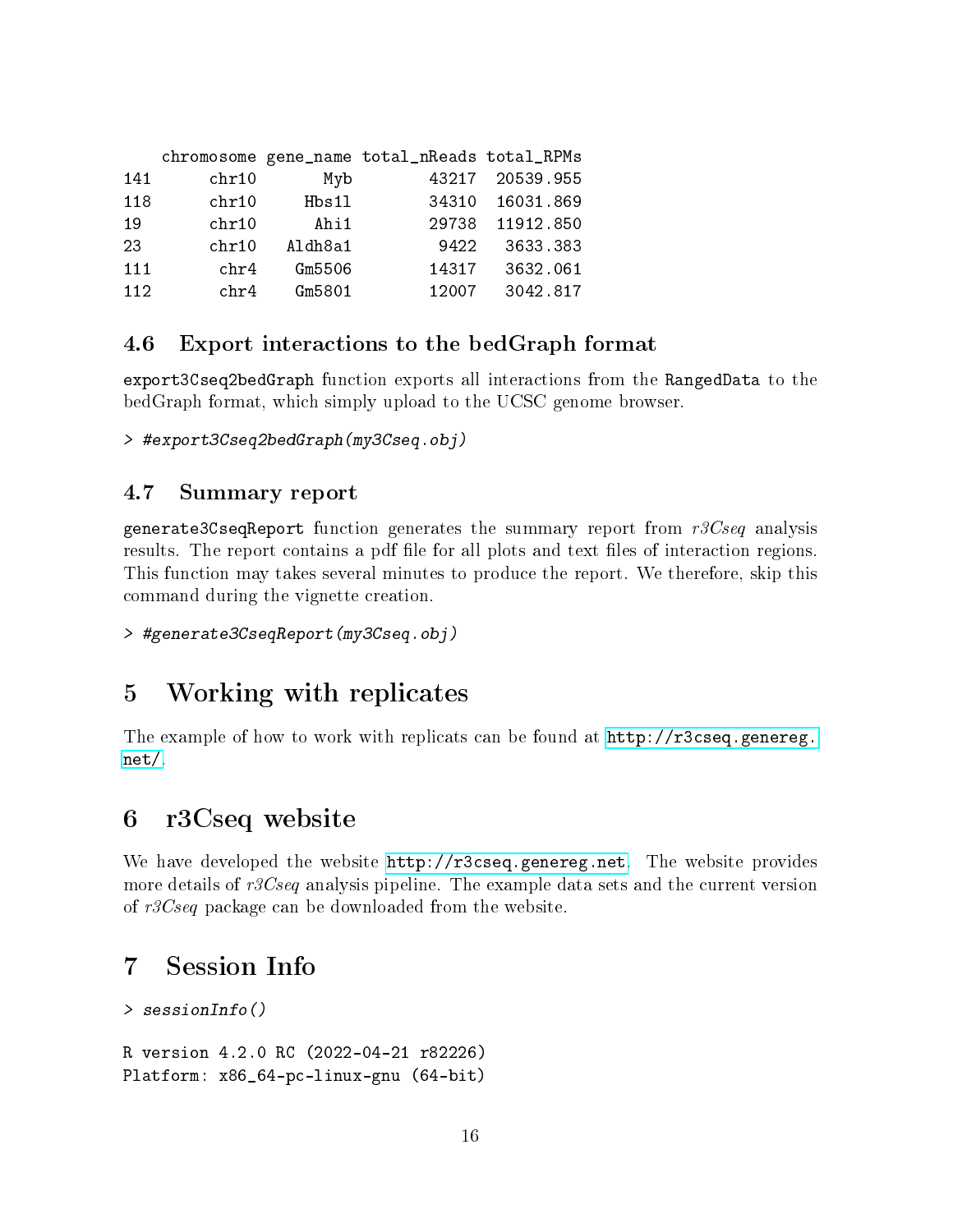```
    chromosome gene_name total_nReads total_RPMs
141      chr10       Myb        43217  20539.955
118      chr10     Hbs1l        34310  16031.869
19       chr10      Ahi1        29738  11912.850
23       chr10   Aldh8a1         9422   3633.383
111       chr4    Gm5506        14317   3632.061
112       chr4    Gm5801        12007   3042.817
```

### 4.6 Export interactions to the bedGraph format

export3Cseq2bedGraph function exports all interactions from the RangedData to the bedGraph format, which simply upload to the UCSC genome browser.

```
> #export3Cseq2bedGraph(my3Cseq.obj)
```

### 4.7 Summary report

generate3CseqReport function generates the summary report from *r3Cseq* analysis results. The report contains a pdf file for all plots and text files of interaction regions. This function may takes several minutes to produce the report. We therefore, skip this command during the vignette creation.

```
> #generate3CseqReport(my3Cseq.obj)
```

## 5 Working with replicates

The example of how to work with replicats can be found at http://r3cseq.genereg.net/.

## 6 r3Cseq website

We have developed the website http://r3cseq.genereg.net. The website provides more details of *r3Cseq* analysis pipeline. The example data sets and the current version of *r3Cseq* package can be downloaded from the website.

## 7 Session Info

```
> sessionInfo()

R version 4.2.0 RC (2022-04-21 r82226)
Platform: x86_64-pc-linux-gnu (64-bit)
```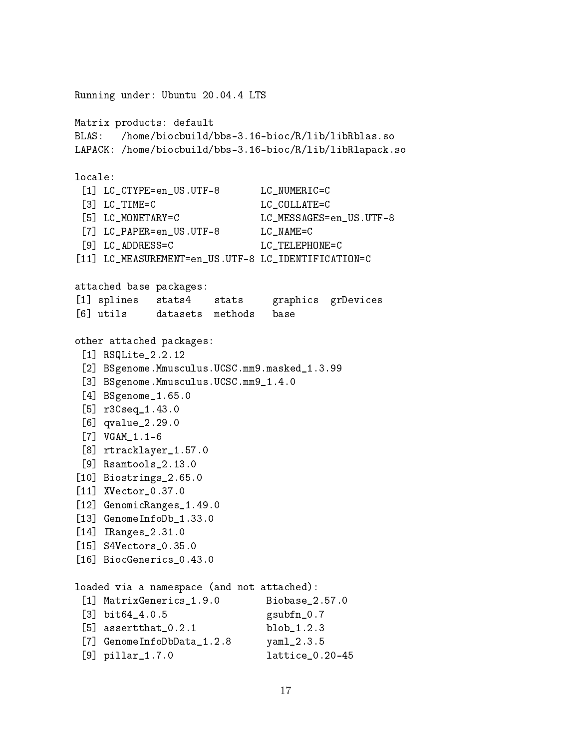```
Running under: Ubuntu 20.04.4 LTS

Matrix products: default
BLAS:   /home/biocbuild/bbs-3.16-bioc/R/lib/libRblas.so
LAPACK: /home/biocbuild/bbs-3.16-bioc/R/lib/libRlapack.so

locale:
 [1] LC_CTYPE=en_US.UTF-8       LC_NUMERIC=C
 [3] LC_TIME=C                  LC_COLLATE=C
 [5] LC_MONETARY=C              LC_MESSAGES=en_US.UTF-8
 [7] LC_PAPER=en_US.UTF-8       LC_NAME=C
 [9] LC_ADDRESS=C               LC_TELEPHONE=C
[11] LC_MEASUREMENT=en_US.UTF-8 LC_IDENTIFICATION=C

attached base packages:
[1] splines   stats4    stats     graphics  grDevices
[6] utils     datasets  methods   base

other attached packages:
 [1] RSQLite_2.2.12
 [2] BSgenome.Mmusculus.UCSC.mm9.masked_1.3.99
 [3] BSgenome.Mmusculus.UCSC.mm9_1.4.0
 [4] BSgenome_1.65.0
 [5] r3Cseq_1.43.0
 [6] qvalue_2.29.0
 [7] VGAM_1.1-6
 [8] rtracklayer_1.57.0
 [9] Rsamtools_2.13.0
[10] Biostrings_2.65.0
[11] XVector_0.37.0
[12] GenomicRanges_1.49.0
[13] GenomeInfoDb_1.33.0
[14] IRanges_2.31.0
[15] S4Vectors_0.35.0
[16] BiocGenerics_0.43.0

loaded via a namespace (and not attached):
 [1] MatrixGenerics_1.9.0        Biobase_2.57.0
 [3] bit64_4.0.5                 gsubfn_0.7
 [5] assertthat_0.2.1            blob_1.2.3
 [7] GenomeInfoDbData_1.2.8      yaml_2.3.5
 [9] pillar_1.7.0                lattice_0.20-45
```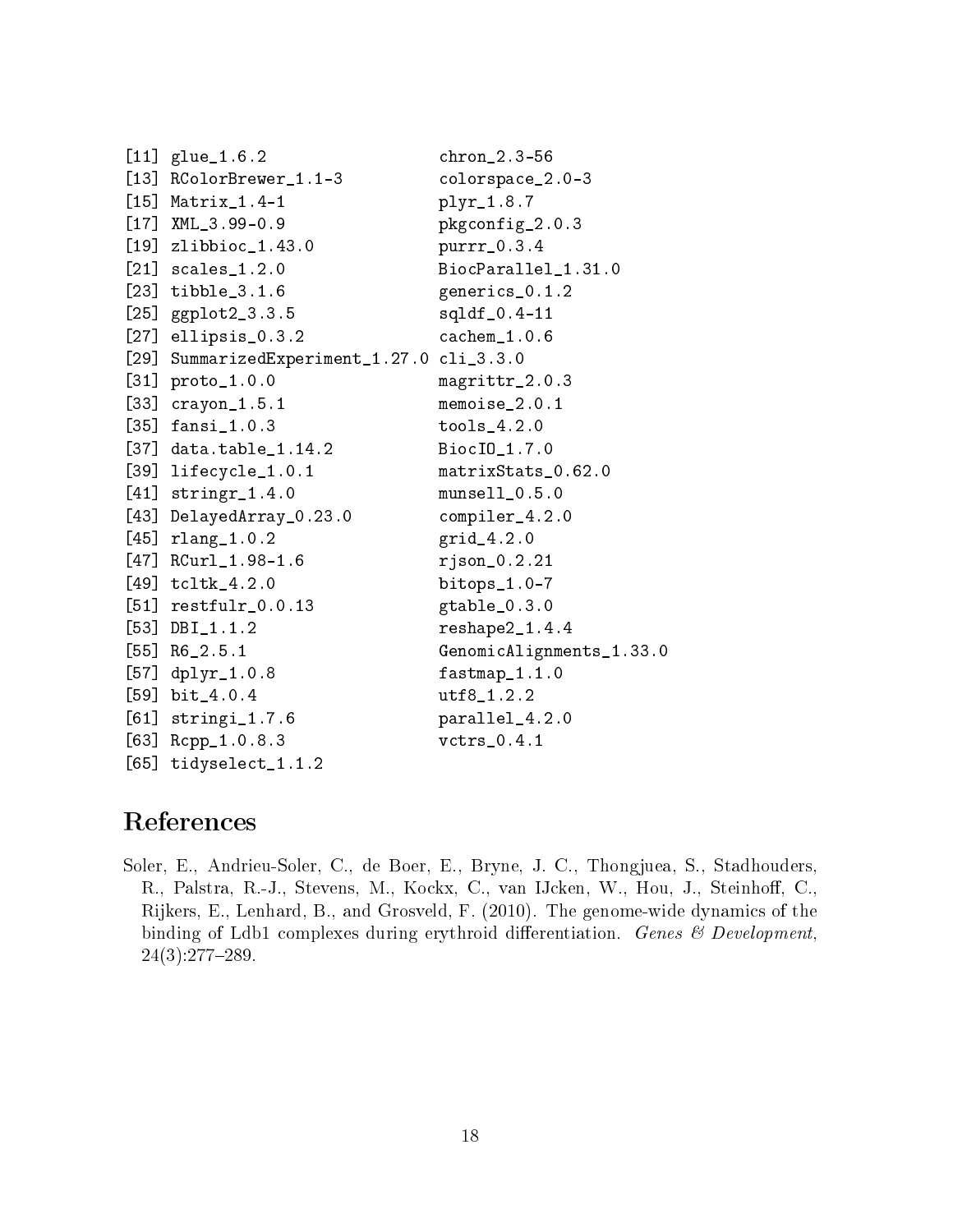```
[11] glue_1.6.2                   chron_2.3-56
[13] RColorBrewer_1.1-3           colorspace_2.0-3
[15] Matrix_1.4-1                 plyr_1.8.7
[17] XML_3.99-0.9                 pkgconfig_2.0.3
[19] zlibbioc_1.43.0              purrr_0.3.4
[21] scales_1.2.0                 BiocParallel_1.31.0
[23] tibble_3.1.6                 generics_0.1.2
[25] ggplot2_3.3.5                sqldf_0.4-11
[27] ellipsis_0.3.2               cachem_1.0.6
[29] SummarizedExperiment_1.27.0 cli_3.3.0
[31] proto_1.0.0                  magrittr_2.0.3
[33] crayon_1.5.1                 memoise_2.0.1
[35] fansi_1.0.3                  tools_4.2.0
[37] data.table_1.14.2            BiocIO_1.7.0
[39] lifecycle_1.0.1              matrixStats_0.62.0
[41] stringr_1.4.0                munsell_0.5.0
[43] DelayedArray_0.23.0          compiler_4.2.0
[45] rlang_1.0.2                  grid_4.2.0
[47] RCurl_1.98-1.6               rjson_0.2.21
[49] tcltk_4.2.0                  bitops_1.0-7
[51] restfulr_0.0.13              gtable_0.3.0
[53] DBI_1.1.2                    reshape2_1.4.4
[55] R6_2.5.1                     GenomicAlignments_1.33.0
[57] dplyr_1.0.8                  fastmap_1.1.0
[59] bit_4.0.4                    utf8_1.2.2
[61] stringi_1.7.6                parallel_4.2.0
[63] Rcpp_1.0.8.3                 vctrs_0.4.1
[65] tidyselect_1.1.2
```

# References

Soler, E., Andrieu-Soler, C., de Boer, E., Bryne, J. C., Thongjuea, S., Stadhouders, R., Palstra, R.-J., Stevens, M., Kockx, C., van IJcken, W., Hou, J., Steinhoff, C., Rijkers, E., Lenhard, B., and Grosveld, F. (2010). The genome-wide dynamics of the binding of Ldb1 complexes during erythroid differentiation. *Genes & Development*, 24(3):277–289.